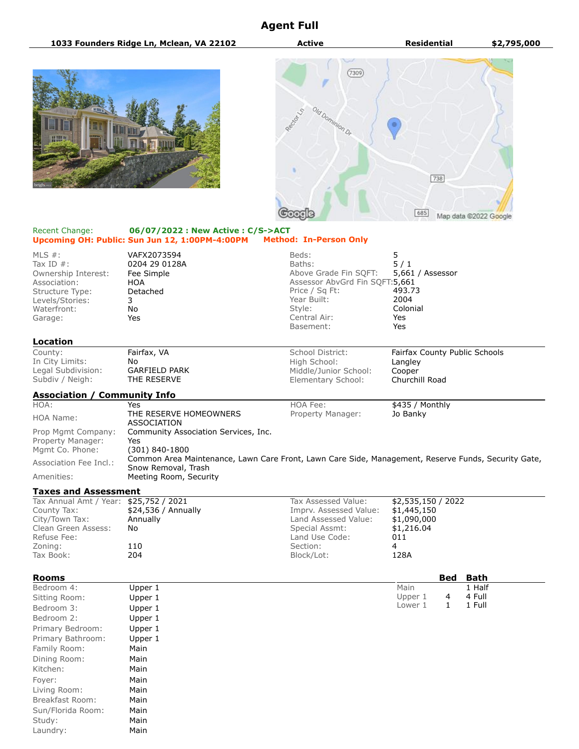# Agent Full

**1033 Founders Ridge Ln, Mclean, VA 22102** | **Active** | **Residential** | **$2,795,000**

Recent Change: **06/07/2022 : New Active : C/S->ACT**
**Upcoming OH: Public: Sun Jun 12, 1:00PM-4:00PM** **Method: In-Person Only**

| | | | |
|---|---|---|---|
| MLS #: | VAFX2073594 | Beds: | 5 |
| Tax ID #: | 0204 29 0128A | Baths: | 5 / 1 |
| Ownership Interest: | Fee Simple | Above Grade Fin SQFT: | 5,661 / Assessor |
| Association: | HOA | Assessor AbvGrd Fin SQFT: | 5,661 |
| Structure Type: | Detached | Price / Sq Ft: | 493.73 |
| Levels/Stories: | 3 | Year Built: | 2004 |
| Waterfront: | No | Style: | Colonial |
| Garage: | Yes | Central Air: | Yes |
| | | Basement: | Yes |

## Location

| | | | |
|---|---|---|---|
| County: | Fairfax, VA | School District: | Fairfax County Public Schools |
| In City Limits: | No | High School: | Langley |
| Legal Subdivision: | GARFIELD PARK | Middle/Junior School: | Cooper |
| Subdiv / Neigh: | THE RESERVE | Elementary School: | Churchill Road |

## Association / Community Info

| | | | |
|---|---|---|---|
| HOA: | Yes | HOA Fee: | $435 / Monthly |
| HOA Name: | THE RESERVE HOMEOWNERS ASSOCIATION | Property Manager: | Jo Banky |
| Prop Mgmt Company: | Community Association Services, Inc. | | |
| Property Manager: | Yes | | |
| Mgmt Co. Phone: | (301) 840-1800 | | |
| Association Fee Incl.: | Common Area Maintenance, Lawn Care Front, Lawn Care Side, Management, Reserve Funds, Security Gate, Snow Removal, Trash | | |
| Amenities: | Meeting Room, Security | | |

## Taxes and Assessment

| | | | |
|---|---|---|---|
| Tax Annual Amt / Year: | $25,752 / 2021 | Tax Assessed Value: | $2,535,150 / 2022 |
| County Tax: | $24,536 / Annually | Imprv. Assessed Value: | $1,445,150 |
| City/Town Tax: | Annually | Land Assessed Value: | $1,090,000 |
| Clean Green Assess: | No | Special Assmt: | $1,216.04 |
| Refuse Fee: | | Land Use Code: | 011 |
| Zoning: | 110 | Section: | 4 |
| Tax Book: | 204 | Block/Lot: | 128A |

## Rooms

| Room | Level |
|---|---|
| Bedroom 4: | Upper 1 |
| Sitting Room: | Upper 1 |
| Bedroom 3: | Upper 1 |
| Bedroom 2: | Upper 1 |
| Primary Bedroom: | Upper 1 |
| Primary Bathroom: | Upper 1 |
| Family Room: | Main |
| Dining Room: | Main |
| Kitchen: | Main |
| Foyer: | Main |
| Living Room: | Main |
| Breakfast Room: | Main |
| Sun/Florida Room: | Main |
| Study: | Main |
| Laundry: | Main |

| | Bed | Bath |
|---|---|---|
| Main | | 1 Half |
| Upper 1 | 4 | 4 Full |
| Lower 1 | 1 | 1 Full |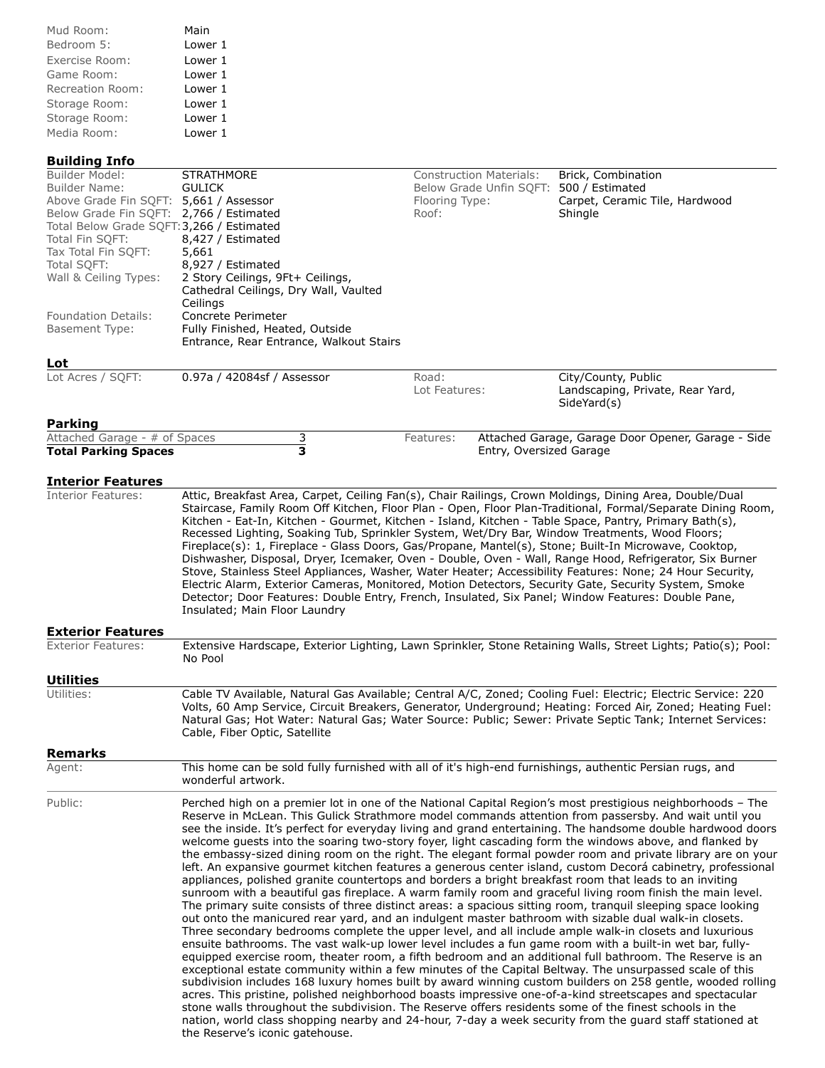| | |
|---|---|
| Mud Room: | Main |
| Bedroom 5: | Lower 1 |
| Exercise Room: | Lower 1 |
| Game Room: | Lower 1 |
| Recreation Room: | Lower 1 |
| Storage Room: | Lower 1 |
| Storage Room: | Lower 1 |
| Media Room: | Lower 1 |

## Building Info

| | | | |
|---|---|---|---|
| Builder Model: | STRATHMORE | Construction Materials: | Brick, Combination |
| Builder Name: | GULICK | Below Grade Unfin SQFT: | 500 / Estimated |
| Above Grade Fin SQFT: | 5,661 / Assessor | Flooring Type: | Carpet, Ceramic Tile, Hardwood |
| Below Grade Fin SQFT: | 2,766 / Estimated | Roof: | Shingle |
| Total Below Grade SQFT: | 3,266 / Estimated | | |
| Total Fin SQFT: | 8,427 / Estimated | | |
| Tax Total Fin SQFT: | 5,661 | | |
| Total SQFT: | 8,927 / Estimated | | |
| Wall & Ceiling Types: | 2 Story Ceilings, 9Ft+ Ceilings, Cathedral Ceilings, Dry Wall, Vaulted Ceilings | | |
| Foundation Details: | Concrete Perimeter | | |
| Basement Type: | Fully Finished, Heated, Outside Entrance, Rear Entrance, Walkout Stairs | | |

## Lot

| | | | |
|---|---|---|---|
| Lot Acres / SQFT: | 0.97a / 42084sf / Assessor | Road: | City/County, Public |
| | | Lot Features: | Landscaping, Private, Rear Yard, SideYard(s) |

## Parking

| | | | |
|---|---|---|---|
| Attached Garage - # of Spaces | 3 | Features: | Attached Garage, Garage Door Opener, Garage - Side Entry, Oversized Garage |
| **Total Parking Spaces** | **3** | | |

## Interior Features

Interior Features: Attic, Breakfast Area, Carpet, Ceiling Fan(s), Chair Railings, Crown Moldings, Dining Area, Double/Dual Staircase, Family Room Off Kitchen, Floor Plan - Open, Floor Plan-Traditional, Formal/Separate Dining Room, Kitchen - Eat-In, Kitchen - Gourmet, Kitchen - Island, Kitchen - Table Space, Pantry, Primary Bath(s), Recessed Lighting, Soaking Tub, Sprinkler System, Wet/Dry Bar, Window Treatments, Wood Floors; Fireplace(s): 1, Fireplace - Glass Doors, Gas/Propane, Mantel(s), Stone; Built-In Microwave, Cooktop, Dishwasher, Disposal, Dryer, Icemaker, Oven - Double, Oven - Wall, Range Hood, Refrigerator, Six Burner Stove, Stainless Steel Appliances, Washer, Water Heater; Accessibility Features: None; 24 Hour Security, Electric Alarm, Exterior Cameras, Monitored, Motion Detectors, Security Gate, Security System, Smoke Detector; Door Features: Double Entry, French, Insulated, Six Panel; Window Features: Double Pane, Insulated; Main Floor Laundry

## Exterior Features

Exterior Features: Extensive Hardscape, Exterior Lighting, Lawn Sprinkler, Stone Retaining Walls, Street Lights; Patio(s); Pool: No Pool

## Utilities

Utilities: Cable TV Available, Natural Gas Available; Central A/C, Zoned; Cooling Fuel: Electric; Electric Service: 220 Volts, 60 Amp Service, Circuit Breakers, Generator, Underground; Heating: Forced Air, Zoned; Heating Fuel: Natural Gas; Hot Water: Natural Gas; Water Source: Public; Sewer: Private Septic Tank; Internet Services: Cable, Fiber Optic, Satellite

## Remarks

Agent: This home can be sold fully furnished with all of it's high-end furnishings, authentic Persian rugs, and wonderful artwork.

Public: Perched high on a premier lot in one of the National Capital Region's most prestigious neighborhoods – The Reserve in McLean. This Gulick Strathmore model commands attention from passersby. And wait until you see the inside. It's perfect for everyday living and grand entertaining. The handsome double hardwood doors welcome guests into the soaring two-story foyer, light cascading form the windows above, and flanked by the embassy-sized dining room on the right. The elegant formal powder room and private library are on your left. An expansive gourmet kitchen features a generous center island, custom Decorá cabinetry, professional appliances, polished granite countertops and borders a bright breakfast room that leads to an inviting sunroom with a beautiful gas fireplace. A warm family room and graceful living room finish the main level. The primary suite consists of three distinct areas: a spacious sitting room, tranquil sleeping space looking out onto the manicured rear yard, and an indulgent master bathroom with sizable dual walk-in closets. Three secondary bedrooms complete the upper level, and all include ample walk-in closets and luxurious ensuite bathrooms. The vast walk-up lower level includes a fun game room with a built-in wet bar, fully-equipped exercise room, theater room, a fifth bedroom and an additional full bathroom. The Reserve is an exceptional estate community within a few minutes of the Capital Beltway. The unsurpassed scale of this subdivision includes 168 luxury homes built by award winning custom builders on 258 gentle, wooded rolling acres. This pristine, polished neighborhood boasts impressive one-of-a-kind streetscapes and spectacular stone walls throughout the subdivision. The Reserve offers residents some of the finest schools in the nation, world class shopping nearby and 24-hour, 7-day a week security from the guard staff stationed at the Reserve's iconic gatehouse.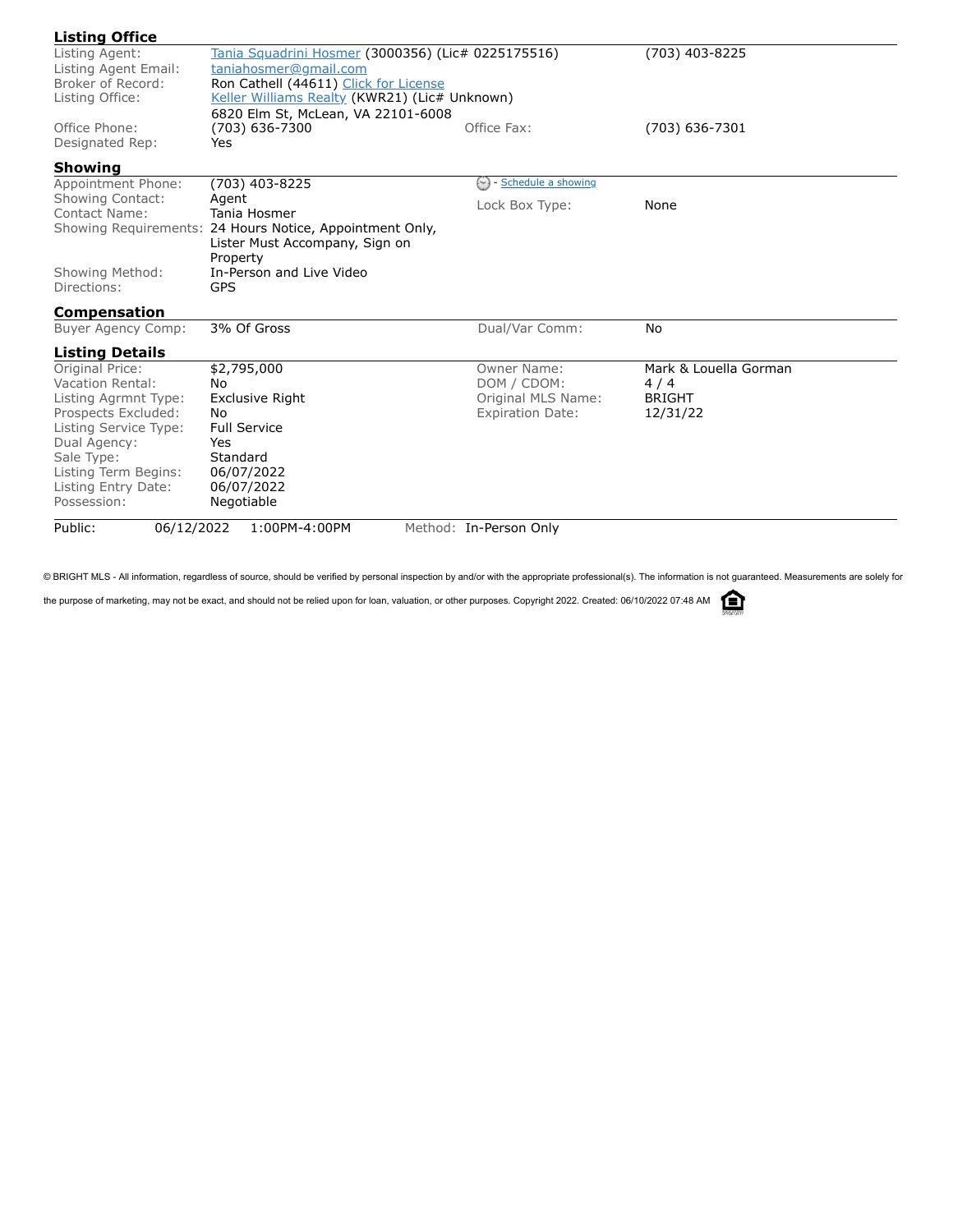## Listing Office

| | | | |
|---|---|---|---|
| Listing Agent: | Tania Squadrini Hosmer (3000356) (Lic# 0225175516) | | (703) 403-8225 |
| Listing Agent Email: | taniahosmer@gmail.com | | |
| Broker of Record: | Ron Cathell (44611) Click for License | | |
| Listing Office: | Keller Williams Realty (KWR21) (Lic# Unknown) 6820 Elm St, McLean, VA 22101-6008 | | |
| Office Phone: | (703) 636-7300 | Office Fax: | (703) 636-7301 |
| Designated Rep: | Yes | | |

## Showing

| | | | |
|---|---|---|---|
| Appointment Phone: | (703) 403-8225 | - Schedule a showing | |
| Showing Contact: | Agent | Lock Box Type: | None |
| Contact Name: | Tania Hosmer | | |
| Showing Requirements: | 24 Hours Notice, Appointment Only, Lister Must Accompany, Sign on Property | | |
| Showing Method: | In-Person and Live Video | | |
| Directions: | GPS | | |

## Compensation

| | | | |
|---|---|---|---|
| Buyer Agency Comp: | 3% Of Gross | Dual/Var Comm: | No |

## Listing Details

| | | | |
|---|---|---|---|
| Original Price: | $2,795,000 | Owner Name: | Mark & Louella Gorman |
| Vacation Rental: | No | DOM / CDOM: | 4 / 4 |
| Listing Agrmnt Type: | Exclusive Right | Original MLS Name: | BRIGHT |
| Prospects Excluded: | No | Expiration Date: | 12/31/22 |
| Listing Service Type: | Full Service | | |
| Dual Agency: | Yes | | |
| Sale Type: | Standard | | |
| Listing Term Begins: | 06/07/2022 | | |
| Listing Entry Date: | 06/07/2022 | | |
| Possession: | Negotiable | | |

| | | | |
|---|---|---|---|
| Public: | 06/12/2022 1:00PM-4:00PM | Method: | In-Person Only |

© BRIGHT MLS - All information, regardless of source, should be verified by personal inspection by and/or with the appropriate professional(s). The information is not guaranteed. Measurements are solely for the purpose of marketing, may not be exact, and should not be relied upon for loan, valuation, or other purposes. Copyright 2022. Created: 06/10/2022 07:48 AM